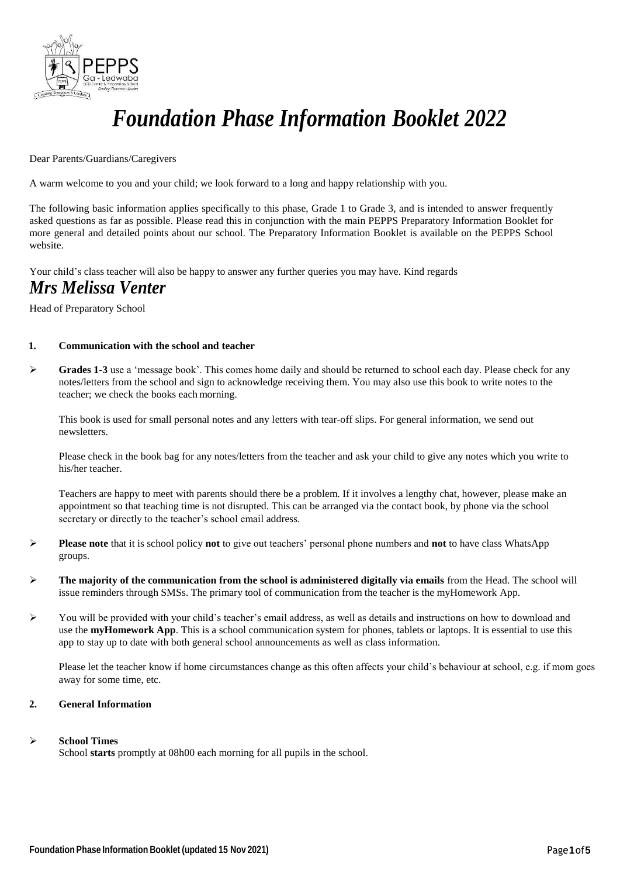# *Foundation Phase Information Booklet 2022*

Dear Parents/Guardians/Caregivers

A warm welcome to you and your child; we look forward to a long and happy relationship with you.

The following basic information applies specifically to this phase, Grade 1 to Grade 3, and is intended to answer frequently asked questions as far as possible. Please read this in conjunction with the main PEPPS Preparatory Information Booklet for more general and detailed points about our school. The Preparatory Information Booklet is available on the PEPPS School website.

Your child's class teacher will also be happy to answer any further queries you may have. Kind regards

## *Mrs Melissa Venter*

Head of Preparatory School

### 1. Communication with the school and teacher

- **Grades 1-3** use a 'message book'. This comes home daily and should be returned to school each day. Please check for any notes/letters from the school and sign to acknowledge receiving them. You may also use this book to write notes to the teacher; we check the books each morning.

  This book is used for small personal notes and any letters with tear-off slips. For general information, we send out newsletters.

  Please check in the book bag for any notes/letters from the teacher and ask your child to give any notes which you write to his/her teacher.

  Teachers are happy to meet with parents should there be a problem. If it involves a lengthy chat, however, please make an appointment so that teaching time is not disrupted. This can be arranged via the contact book, by phone via the school secretary or directly to the teacher's school email address.

- **Please note** that it is school policy **not** to give out teachers' personal phone numbers and **not** to have class WhatsApp groups.

- **The majority of the communication from the school is administered digitally via emails** from the Head. The school will issue reminders through SMSs. The primary tool of communication from the teacher is the myHomework App.

- You will be provided with your child's teacher's email address, as well as details and instructions on how to download and use the **myHomework App**. This is a school communication system for phones, tablets or laptops. It is essential to use this app to stay up to date with both general school announcements as well as class information.

  Please let the teacher know if home circumstances change as this often affects your child's behaviour at school, e.g. if mom goes away for some time, etc.

### 2. General Information

- **School Times**

  School **starts** promptly at 08h00 each morning for all pupils in the school.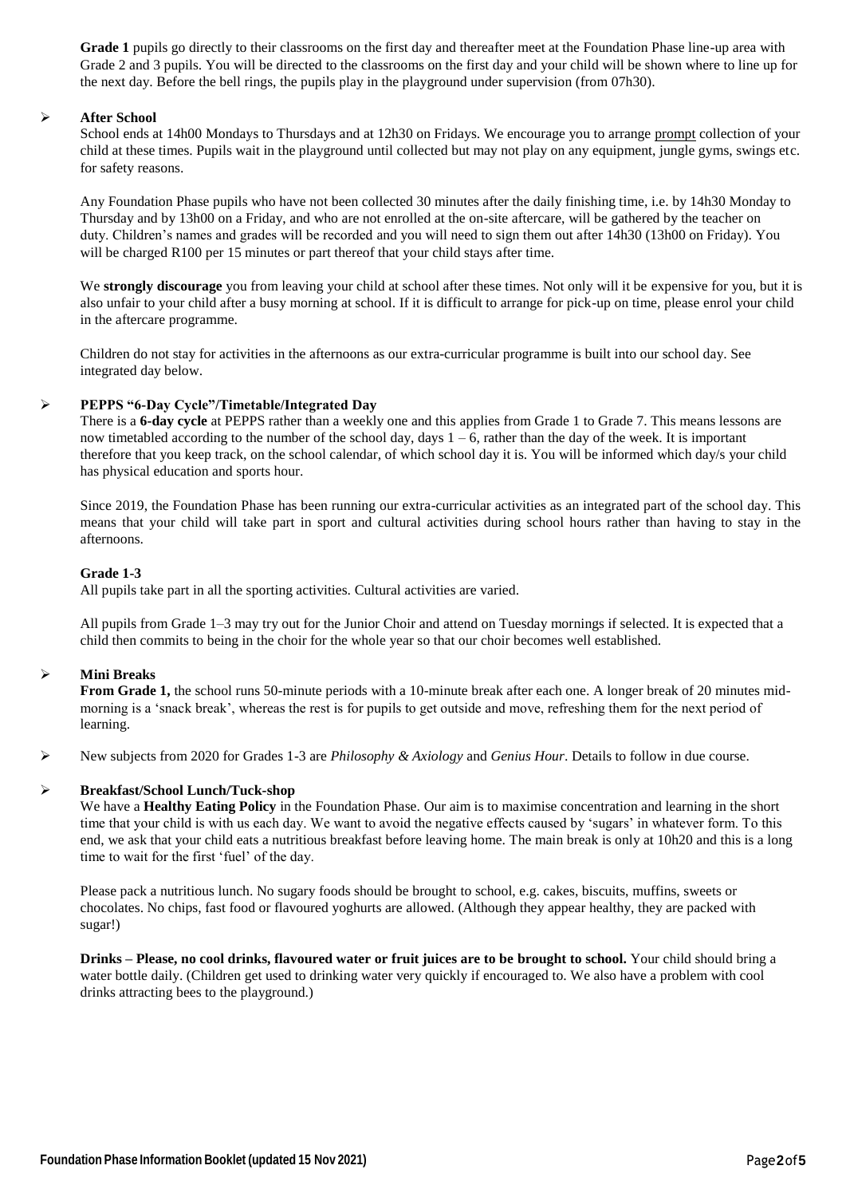**Grade 1** pupils go directly to their classrooms on the first day and thereafter meet at the Foundation Phase line-up area with Grade 2 and 3 pupils. You will be directed to the classrooms on the first day and your child will be shown where to line up for the next day. Before the bell rings, the pupils play in the playground under supervision (from 07h30).

- **After School**

  School ends at 14h00 Mondays to Thursdays and at 12h30 on Fridays. We encourage you to arrange prompt collection of your child at these times. Pupils wait in the playground until collected but may not play on any equipment, jungle gyms, swings etc. for safety reasons.

  Any Foundation Phase pupils who have not been collected 30 minutes after the daily finishing time, i.e. by 14h30 Monday to Thursday and by 13h00 on a Friday, and who are not enrolled at the on-site aftercare, will be gathered by the teacher on duty. Children's names and grades will be recorded and you will need to sign them out after 14h30 (13h00 on Friday). You will be charged R100 per 15 minutes or part thereof that your child stays after time.

  We **strongly discourage** you from leaving your child at school after these times. Not only will it be expensive for you, but it is also unfair to your child after a busy morning at school. If it is difficult to arrange for pick-up on time, please enrol your child in the aftercare programme.

  Children do not stay for activities in the afternoons as our extra-curricular programme is built into our school day. See integrated day below.

- **PEPPS "6-Day Cycle"/Timetable/Integrated Day**

  There is a **6-day cycle** at PEPPS rather than a weekly one and this applies from Grade 1 to Grade 7. This means lessons are now timetabled according to the number of the school day, days 1 – 6, rather than the day of the week. It is important therefore that you keep track, on the school calendar, of which school day it is. You will be informed which day/s your child has physical education and sports hour.

  Since 2019, the Foundation Phase has been running our extra-curricular activities as an integrated part of the school day. This means that your child will take part in sport and cultural activities during school hours rather than having to stay in the afternoons.

  **Grade 1-3**

  All pupils take part in all the sporting activities. Cultural activities are varied.

  All pupils from Grade 1–3 may try out for the Junior Choir and attend on Tuesday mornings if selected. It is expected that a child then commits to being in the choir for the whole year so that our choir becomes well established.

- **Mini Breaks**

  **From Grade 1,** the school runs 50-minute periods with a 10-minute break after each one. A longer break of 20 minutes mid-morning is a 'snack break', whereas the rest is for pupils to get outside and move, refreshing them for the next period of learning.

- New subjects from 2020 for Grades 1-3 are *Philosophy & Axiology* and *Genius Hour*. Details to follow in due course.

- **Breakfast/School Lunch/Tuck-shop**

  We have a **Healthy Eating Policy** in the Foundation Phase. Our aim is to maximise concentration and learning in the short time that your child is with us each day. We want to avoid the negative effects caused by 'sugars' in whatever form. To this end, we ask that your child eats a nutritious breakfast before leaving home. The main break is only at 10h20 and this is a long time to wait for the first 'fuel' of the day.

  Please pack a nutritious lunch. No sugary foods should be brought to school, e.g. cakes, biscuits, muffins, sweets or chocolates. No chips, fast food or flavoured yoghurts are allowed. (Although they appear healthy, they are packed with sugar!)

  **Drinks – Please, no cool drinks, flavoured water or fruit juices are to be brought to school.** Your child should bring a water bottle daily. (Children get used to drinking water very quickly if encouraged to. We also have a problem with cool drinks attracting bees to the playground.)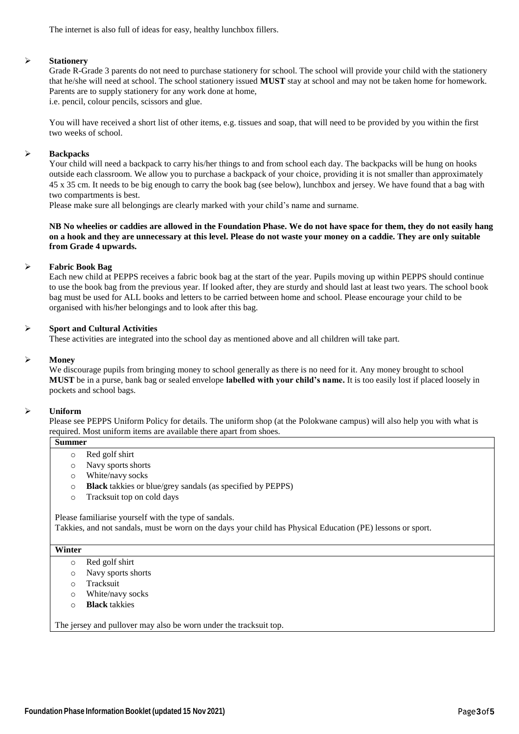The internet is also full of ideas for easy, healthy lunchbox fillers.

- **Stationery**

  Grade R-Grade 3 parents do not need to purchase stationery for school. The school will provide your child with the stationery that he/she will need at school. The school stationery issued **MUST** stay at school and may not be taken home for homework. Parents are to supply stationery for any work done at home,
  i.e. pencil, colour pencils, scissors and glue.

  You will have received a short list of other items, e.g. tissues and soap, that will need to be provided by you within the first two weeks of school.

- **Backpacks**

  Your child will need a backpack to carry his/her things to and from school each day. The backpacks will be hung on hooks outside each classroom. We allow you to purchase a backpack of your choice, providing it is not smaller than approximately 45 x 35 cm. It needs to be big enough to carry the book bag (see below), lunchbox and jersey. We have found that a bag with two compartments is best.
  Please make sure all belongings are clearly marked with your child's name and surname.

  **NB No wheelies or caddies are allowed in the Foundation Phase. We do not have space for them, they do not easily hang on a hook and they are unnecessary at this level. Please do not waste your money on a caddie. They are only suitable from Grade 4 upwards.**

- **Fabric Book Bag**

  Each new child at PEPPS receives a fabric book bag at the start of the year. Pupils moving up within PEPPS should continue to use the book bag from the previous year. If looked after, they are sturdy and should last at least two years. The school book bag must be used for ALL books and letters to be carried between home and school. Please encourage your child to be organised with his/her belongings and to look after this bag.

- **Sport and Cultural Activities**

  These activities are integrated into the school day as mentioned above and all children will take part.

- **Money**

  We discourage pupils from bringing money to school generally as there is no need for it. Any money brought to school **MUST** be in a purse, bank bag or sealed envelope **labelled with your child's name.** It is too easily lost if placed loosely in pockets and school bags.

- **Uniform**

  Please see PEPPS Uniform Policy for details. The uniform shop (at the Polokwane campus) will also help you with what is required. Most uniform items are available there apart from shoes.

**Summer**

- Red golf shirt
- Navy sports shorts
- White/navy socks
- **Black** takkies or blue/grey sandals (as specified by PEPPS)
- Tracksuit top on cold days

Please familiarise yourself with the type of sandals.
Takkies, and not sandals, must be worn on the days your child has Physical Education (PE) lessons or sport.

**Winter**

- Red golf shirt
- Navy sports shorts
- Tracksuit
- White/navy socks
- **Black** takkies

The jersey and pullover may also be worn under the tracksuit top.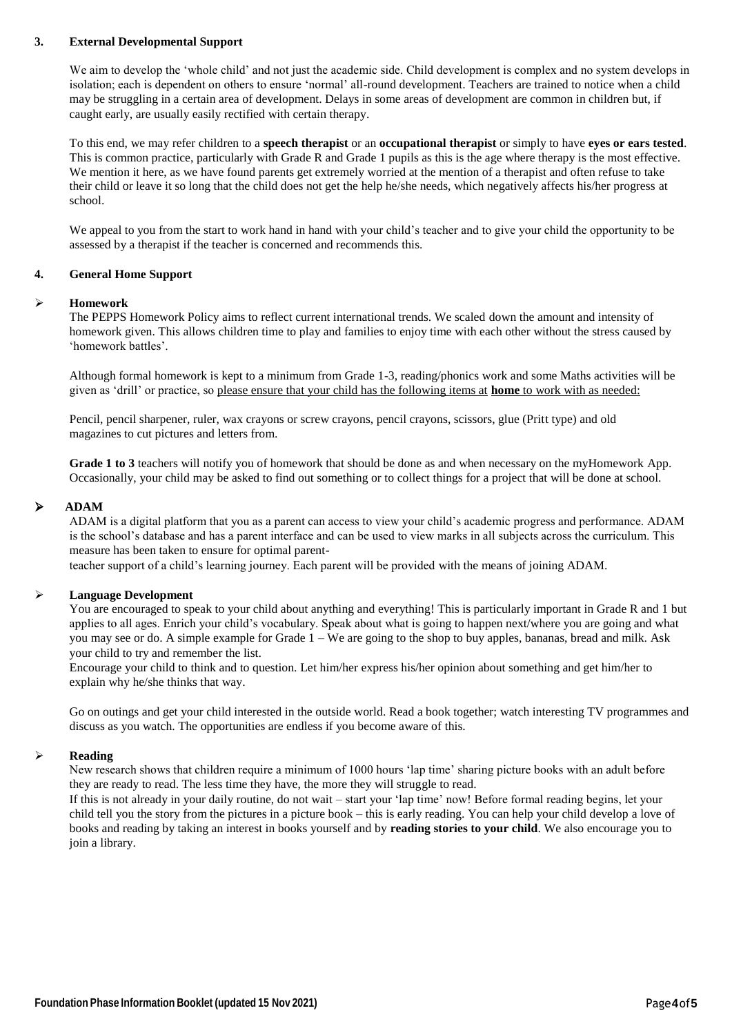## 3. External Developmental Support

We aim to develop the 'whole child' and not just the academic side. Child development is complex and no system develops in isolation; each is dependent on others to ensure 'normal' all-round development. Teachers are trained to notice when a child may be struggling in a certain area of development. Delays in some areas of development are common in children but, if caught early, are usually easily rectified with certain therapy.

To this end, we may refer children to a **speech therapist** or an **occupational therapist** or simply to have **eyes or ears tested**. This is common practice, particularly with Grade R and Grade 1 pupils as this is the age where therapy is the most effective. We mention it here, as we have found parents get extremely worried at the mention of a therapist and often refuse to take their child or leave it so long that the child does not get the help he/she needs, which negatively affects his/her progress at school.

We appeal to you from the start to work hand in hand with your child's teacher and to give your child the opportunity to be assessed by a therapist if the teacher is concerned and recommends this.

## 4. General Home Support

- **Homework**

  The PEPPS Homework Policy aims to reflect current international trends. We scaled down the amount and intensity of homework given. This allows children time to play and families to enjoy time with each other without the stress caused by 'homework battles'.

  Although formal homework is kept to a minimum from Grade 1-3, reading/phonics work and some Maths activities will be given as 'drill' or practice, so please ensure that your child has the following items at **home** to work with as needed:

  Pencil, pencil sharpener, ruler, wax crayons or screw crayons, pencil crayons, scissors, glue (Pritt type) and old magazines to cut pictures and letters from.

  **Grade 1 to 3** teachers will notify you of homework that should be done as and when necessary on the myHomework App. Occasionally, your child may be asked to find out something or to collect things for a project that will be done at school.

- **ADAM**

  ADAM is a digital platform that you as a parent can access to view your child's academic progress and performance. ADAM is the school's database and has a parent interface and can be used to view marks in all subjects across the curriculum. This measure has been taken to ensure for optimal parent-teacher support of a child's learning journey. Each parent will be provided with the means of joining ADAM.

- **Language Development**

  You are encouraged to speak to your child about anything and everything! This is particularly important in Grade R and 1 but applies to all ages. Enrich your child's vocabulary. Speak about what is going to happen next/where you are going and what you may see or do. A simple example for Grade 1 – We are going to the shop to buy apples, bananas, bread and milk. Ask your child to try and remember the list.

  Encourage your child to think and to question. Let him/her express his/her opinion about something and get him/her to explain why he/she thinks that way.

  Go on outings and get your child interested in the outside world. Read a book together; watch interesting TV programmes and discuss as you watch. The opportunities are endless if you become aware of this.

- **Reading**

  New research shows that children require a minimum of 1000 hours 'lap time' sharing picture books with an adult before they are ready to read. The less time they have, the more they will struggle to read.

  If this is not already in your daily routine, do not wait – start your 'lap time' now! Before formal reading begins, let your child tell you the story from the pictures in a picture book – this is early reading. You can help your child develop a love of books and reading by taking an interest in books yourself and by **reading stories to your child**. We also encourage you to join a library.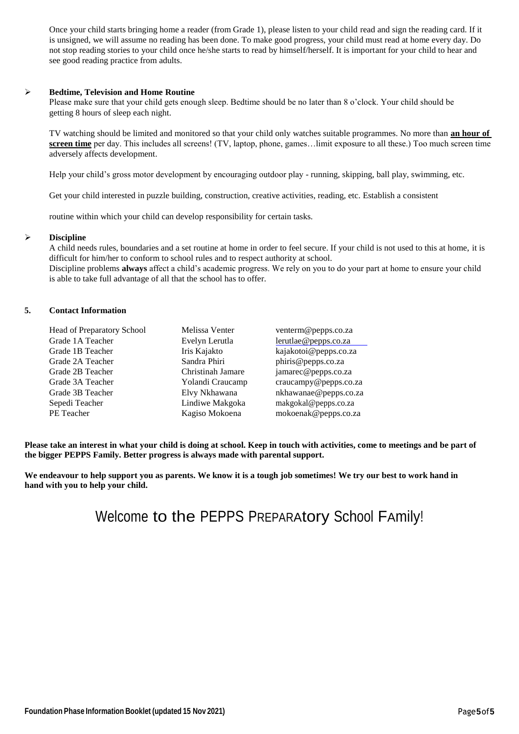Once your child starts bringing home a reader (from Grade 1), please listen to your child read and sign the reading card. If it is unsigned, we will assume no reading has been done. To make good progress, your child must read at home every day. Do not stop reading stories to your child once he/she starts to read by himself/herself. It is important for your child to hear and see good reading practice from adults.

- **Bedtime, Television and Home Routine**

  Please make sure that your child gets enough sleep. Bedtime should be no later than 8 o'clock. Your child should be getting 8 hours of sleep each night.

  TV watching should be limited and monitored so that your child only watches suitable programmes. No more than **an hour of screen time** per day. This includes all screens! (TV, laptop, phone, games…limit exposure to all these.) Too much screen time adversely affects development.

  Help your child's gross motor development by encouraging outdoor play - running, skipping, ball play, swimming, etc.

  Get your child interested in puzzle building, construction, creative activities, reading, etc. Establish a consistent

  routine within which your child can develop responsibility for certain tasks.

- **Discipline**

  A child needs rules, boundaries and a set routine at home in order to feel secure. If your child is not used to this at home, it is difficult for him/her to conform to school rules and to respect authority at school.

  Discipline problems **always** affect a child's academic progress. We rely on you to do your part at home to ensure your child is able to take full advantage of all that the school has to offer.

## 5. Contact Information

| | | |
|---|---|---|
| Head of Preparatory School | Melissa Venter | venterm@pepps.co.za |
| Grade 1A Teacher | Evelyn Lerutla | lerutlae@pepps.co.za |
| Grade 1B Teacher | Iris Kajakto | kajakotoi@pepps.co.za |
| Grade 2A Teacher | Sandra Phiri | phiris@pepps.co.za |
| Grade 2B Teacher | Christinah Jamare | jamarec@pepps.co.za |
| Grade 3A Teacher | Yolandi Craucamp | craucampy@pepps.co.za |
| Grade 3B Teacher | Elvy Nkhawana | nkhawanae@pepps.co.za |
| Sepedi Teacher | Lindiwe Makgoka | makgokal@pepps.co.za |
| PE Teacher | Kagiso Mokoena | mokoenak@pepps.co.za |

**Please take an interest in what your child is doing at school. Keep in touch with activities, come to meetings and be part of the bigger PEPPS Family. Better progress is always made with parental support.**

**We endeavour to help support you as parents. We know it is a tough job sometimes! We try our best to work hand in hand with you to help your child.**

# Welcome to the PEPPS PREPARAtory School FAmily!